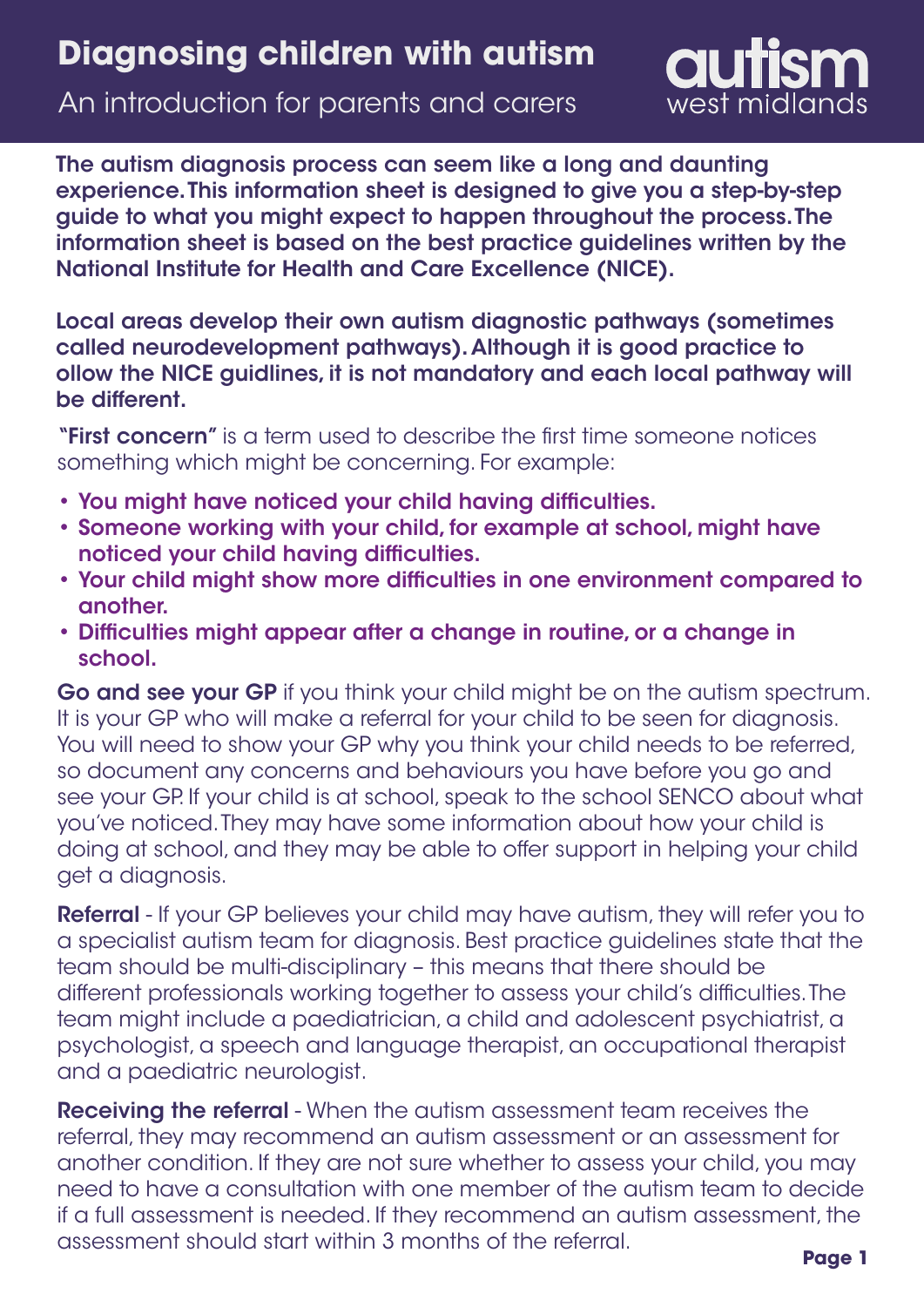# Diagnosing children with autism

## An introduction for parents and carers

autism west midlands

**The autism diagnosis process can seem like a long and daunting experience. This information sheet is designed to give you a step-by-step guide to what you might expect to happen throughout the process. The information sheet is based on the best practice guidelines written by the National Institute for Health and Care Excellence (NICE).**

**Local areas develop their own autism diagnostic pathways (sometimes called neurodevelopment pathways). Although it is good practice to ollow the NICE guidlines, it is not mandatory and each local pathway will be different.**

**"First concern"** is a term used to describe the first time someone notices something which might be concerning. For example:

- **You might have noticed your child having difficulties.**
- **Someone working with your child, for example at school, might have noticed your child having difficulties.**
- **Your child might show more difficulties in one environment compared to another.**
- **Difficulties might appear after a change in routine, or a change in school.**

**Go and see your GP** if you think your child might be on the autism spectrum. It is your GP who will make a referral for your child to be seen for diagnosis. You will need to show your GP why you think your child needs to be referred, so document any concerns and behaviours you have before you go and see your GP. If your child is at school, speak to the school SENCO about what you've noticed. They may have some information about how your child is doing at school, and they may be able to offer support in helping your child get a diagnosis.

**Referral** - If your GP believes your child may have autism, they will refer you to a specialist autism team for diagnosis. Best practice guidelines state that the team should be multi-disciplinary – this means that there should be different professionals working together to assess your child's difficulties. The team might include a paediatrician, a child and adolescent psychiatrist, a psychologist, a speech and language therapist, an occupational therapist and a paediatric neurologist.

**Receiving the referral** - When the autism assessment team receives the referral, they may recommend an autism assessment or an assessment for another condition. If they are not sure whether to assess your child, you may need to have a consultation with one member of the autism team to decide if a full assessment is needed. If they recommend an autism assessment, the assessment should start within 3 months of the referral.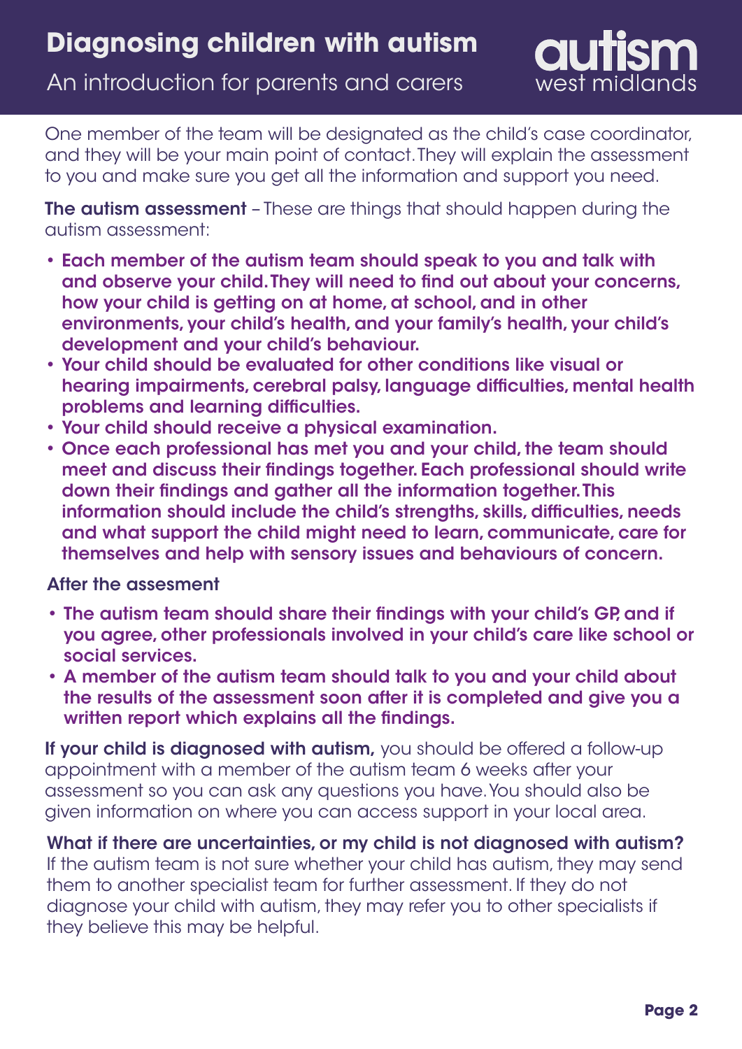One member of the team will be designated as the child's case coordinator, and they will be your main point of contact. They will explain the assessment to you and make sure you get all the information and support you need.

**The autism assessment** – These are things that should happen during the autism assessment:

- **Each member of the autism team should speak to you and talk with and observe your child. They will need to find out about your concerns, how your child is getting on at home, at school, and in other environments, your child's health, and your family's health, your child's development and your child's behaviour.**
- **Your child should be evaluated for other conditions like visual or hearing impairments, cerebral palsy, language difficulties, mental health problems and learning difficulties.**
- **Your child should receive a physical examination.**
- **Once each professional has met you and your child, the team should meet and discuss their findings together. Each professional should write down their findings and gather all the information together. This information should include the child's strengths, skills, difficulties, needs and what support the child might need to learn, communicate, care for themselves and help with sensory issues and behaviours of concern.**

**After the assesment**

- **The autism team should share their findings with your child's GP, and if you agree, other professionals involved in your child's care like school or social services.**
- **A member of the autism team should talk to you and your child about the results of the assessment soon after it is completed and give you a written report which explains all the findings.**

**If your child is diagnosed with autism,** you should be offered a follow-up appointment with a member of the autism team 6 weeks after your assessment so you can ask any questions you have. You should also be given information on where you can access support in your local area.

**What if there are uncertainties, or my child is not diagnosed with autism?**
If the autism team is not sure whether your child has autism, they may send them to another specialist team for further assessment. If they do not diagnose your child with autism, they may refer you to other specialists if they believe this may be helpful.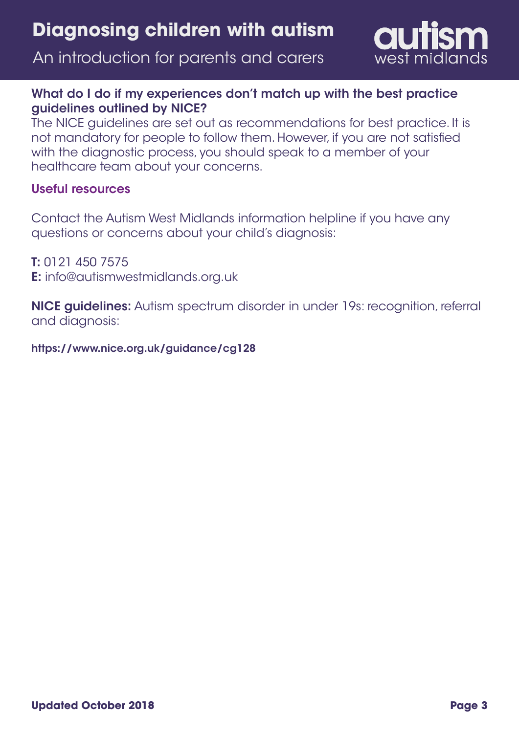### What do I do if my experiences don't match up with the best practice guidelines outlined by NICE?

The NICE guidelines are set out as recommendations for best practice. It is not mandatory for people to follow them. However, if you are not satisfied with the diagnostic process, you should speak to a member of your healthcare team about your concerns.

### Useful resources

Contact the Autism West Midlands information helpline if you have any questions or concerns about your child's diagnosis:

**T:** 0121 450 7575
**E:** info@autismwestmidlands.org.uk

**NICE guidelines:** Autism spectrum disorder in under 19s: recognition, referral and diagnosis:

**https://www.nice.org.uk/guidance/cg128**